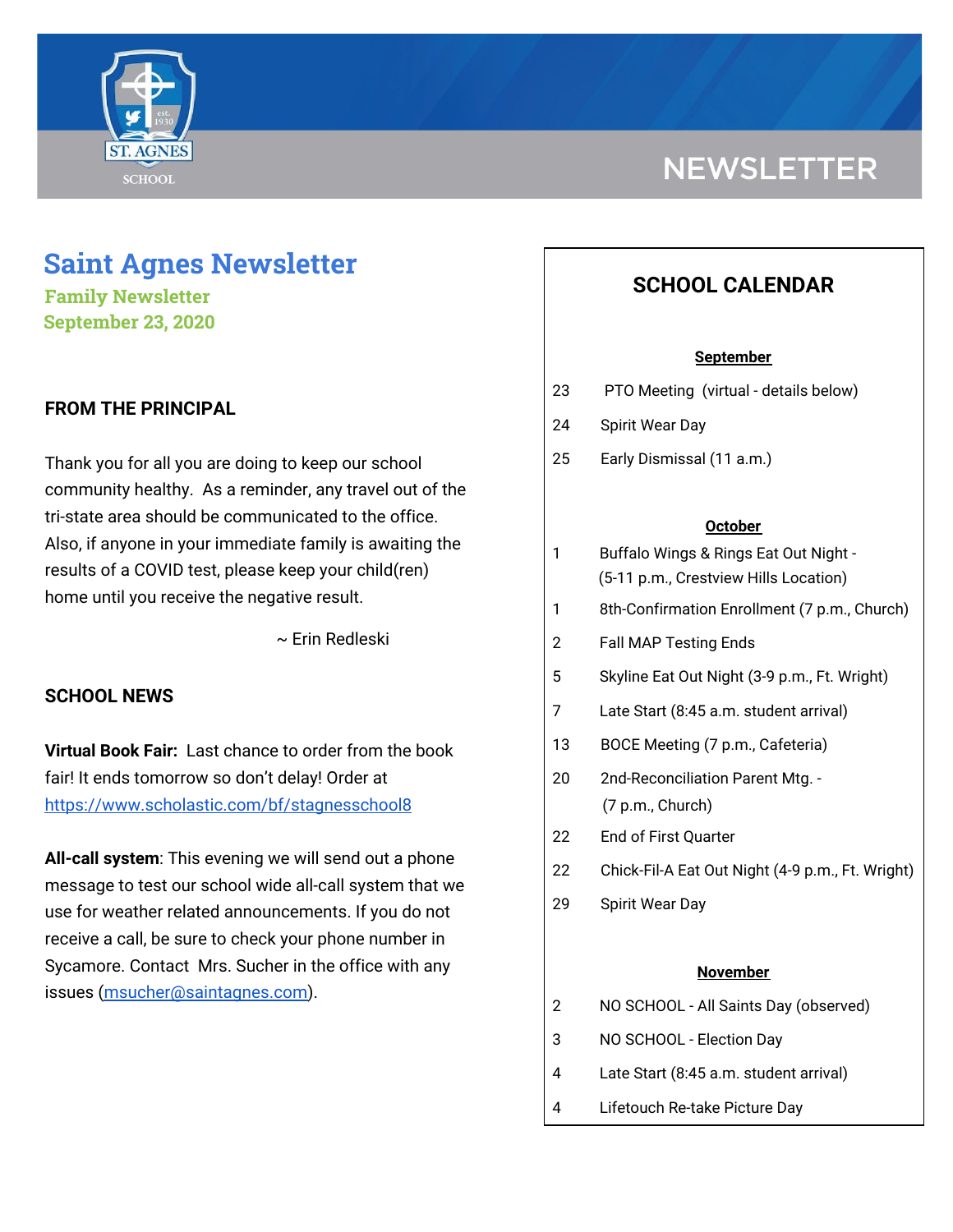NEWSLETTER

# Saint Agnes Newsletter

**Family Newsletter**
**September 23, 2020**

## FROM THE PRINCIPAL

Thank you for all you are doing to keep our school community healthy. As a reminder, any travel out of the tri-state area should be communicated to the office. Also, if anyone in your immediate family is awaiting the results of a COVID test, please keep your child(ren) home until you receive the negative result.

~ Erin Redleski

## SCHOOL NEWS

**Virtual Book Fair:** Last chance to order from the book fair! It ends tomorrow so don't delay! Order at [https://www.scholastic.com/bf/stagnesschool8](https://www.scholastic.com/bf/stagnesschool8)

**All-call system**: This evening we will send out a phone message to test our school wide all-call system that we use for weather related announcements. If you do not receive a call, be sure to check your phone number in Sycamore. Contact Mrs. Sucher in the office with any issues ([msucher@saintagnes.com](mailto:msucher@saintagnes.com)).

## SCHOOL CALENDAR

**September**

| | |
|---|---|
| 23 | PTO Meeting (virtual - details below) |
| 24 | Spirit Wear Day |
| 25 | Early Dismissal (11 a.m.) |

**October**

| | |
|---|---|
| 1 | Buffalo Wings & Rings Eat Out Night - (5-11 p.m., Crestview Hills Location) |
| 1 | 8th-Confirmation Enrollment (7 p.m., Church) |
| 2 | Fall MAP Testing Ends |
| 5 | Skyline Eat Out Night (3-9 p.m., Ft. Wright) |
| 7 | Late Start (8:45 a.m. student arrival) |
| 13 | BOCE Meeting (7 p.m., Cafeteria) |
| 20 | 2nd-Reconciliation Parent Mtg. - (7 p.m., Church) |
| 22 | End of First Quarter |
| 22 | Chick-Fil-A Eat Out Night (4-9 p.m., Ft. Wright) |
| 29 | Spirit Wear Day |

**November**

| | |
|---|---|
| 2 | NO SCHOOL - All Saints Day (observed) |
| 3 | NO SCHOOL - Election Day |
| 4 | Late Start (8:45 a.m. student arrival) |
| 4 | Lifetouch Re-take Picture Day |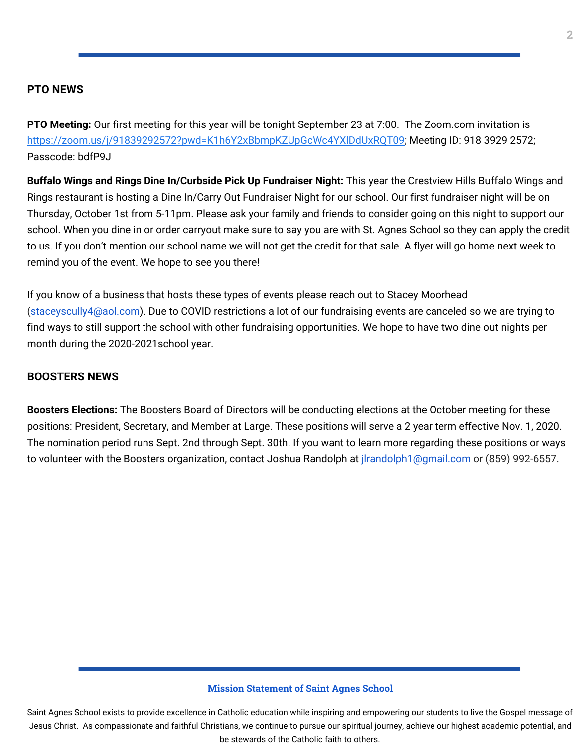## PTO NEWS

**PTO Meeting:** Our first meeting for this year will be tonight September 23 at 7:00. The Zoom.com invitation is https://zoom.us/j/91839292572?pwd=K1h6Y2xBbmpKZUpGcWc4YXlDdUxRQT09; Meeting ID: 918 3929 2572; Passcode: bdfP9J

**Buffalo Wings and Rings Dine In/Curbside Pick Up Fundraiser Night:** This year the Crestview Hills Buffalo Wings and Rings restaurant is hosting a Dine In/Carry Out Fundraiser Night for our school. Our first fundraiser night will be on Thursday, October 1st from 5-11pm. Please ask your family and friends to consider going on this night to support our school. When you dine in or order carryout make sure to say you are with St. Agnes School so they can apply the credit to us. If you don't mention our school name we will not get the credit for that sale. A flyer will go home next week to remind you of the event. We hope to see you there!

If you know of a business that hosts these types of events please reach out to Stacey Moorhead (staceyscully4@aol.com). Due to COVID restrictions a lot of our fundraising events are canceled so we are trying to find ways to still support the school with other fundraising opportunities. We hope to have two dine out nights per month during the 2020-2021school year.

## BOOSTERS NEWS

**Boosters Elections:** The Boosters Board of Directors will be conducting elections at the October meeting for these positions: President, Secretary, and Member at Large. These positions will serve a 2 year term effective Nov. 1, 2020. The nomination period runs Sept. 2nd through Sept. 30th. If you want to learn more regarding these positions or ways to volunteer with the Boosters organization, contact Joshua Randolph at jlrandolph1@gmail.com or (859) 992-6557.

**Mission Statement of Saint Agnes School**

Saint Agnes School exists to provide excellence in Catholic education while inspiring and empowering our students to live the Gospel message of Jesus Christ. As compassionate and faithful Christians, we continue to pursue our spiritual journey, achieve our highest academic potential, and be stewards of the Catholic faith to others.